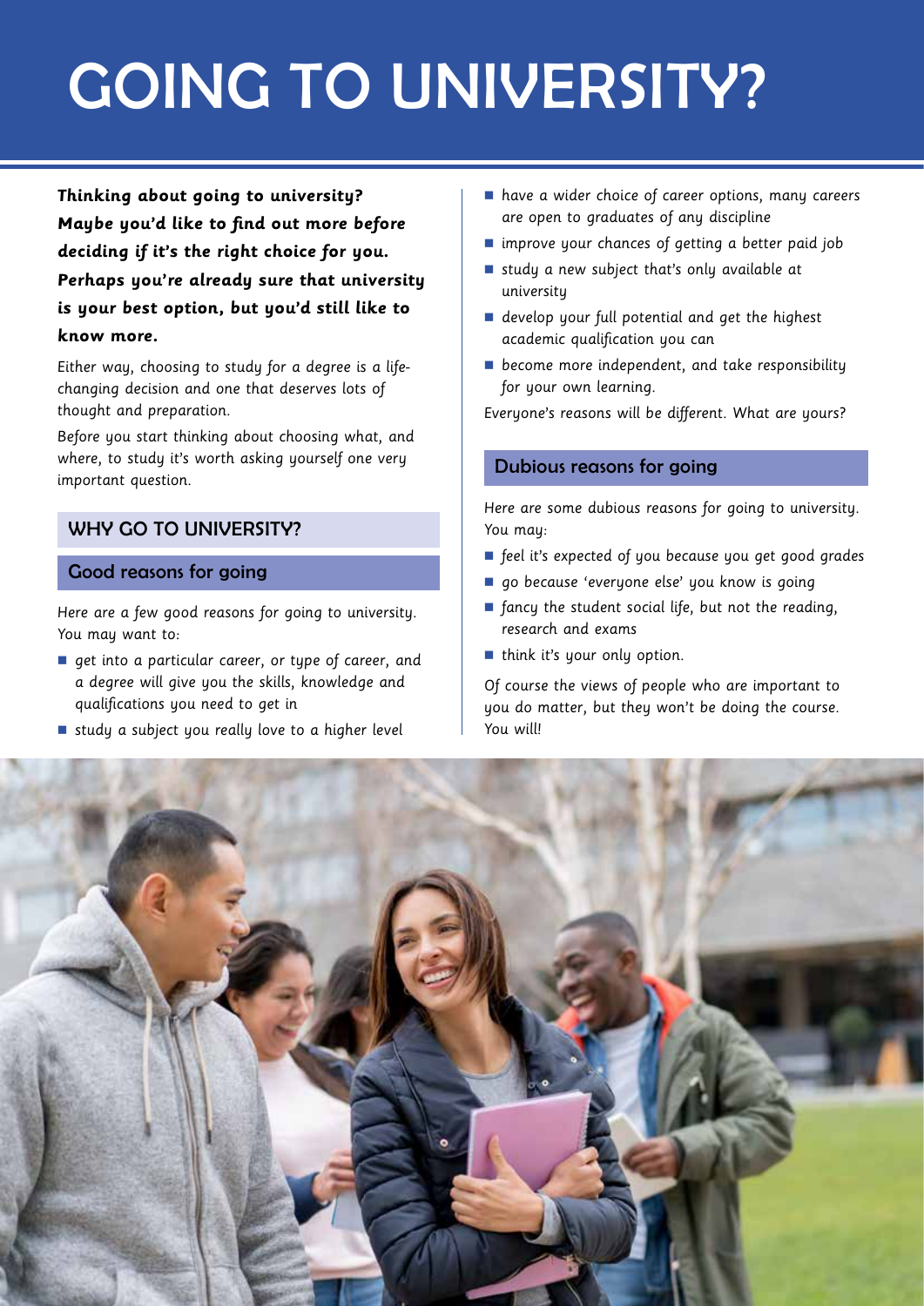# GOING TO UNIVERSITY?

***Thinking about going to university? Maybe you'd like to find out more before deciding if it's the right choice for you. Perhaps you're already sure that university is your best option, but you'd still like to know more.***

Either way, choosing to study for a degree is a life-changing decision and one that deserves lots of thought and preparation.

Before you start thinking about choosing what, and where, to study it's worth asking yourself one very important question.

## WHY GO TO UNIVERSITY?

### Good reasons for going

Here are a few good reasons for going to university. You may want to:

- get into a particular career, or type of career, and a degree will give you the skills, knowledge and qualifications you need to get in
- study a subject you really love to a higher level
- have a wider choice of career options, many careers are open to graduates of any discipline
- improve your chances of getting a better paid job
- study a new subject that's only available at university
- develop your full potential and get the highest academic qualification you can
- become more independent, and take responsibility for your own learning.

Everyone's reasons will be different. What are yours?

### Dubious reasons for going

Here are some dubious reasons for going to university. You may:

- feel it's expected of you because you get good grades
- go because 'everyone else' you know is going
- fancy the student social life, but not the reading, research and exams
- think it's your only option.

Of course the views of people who are important to you do matter, but they won't be doing the course. You will!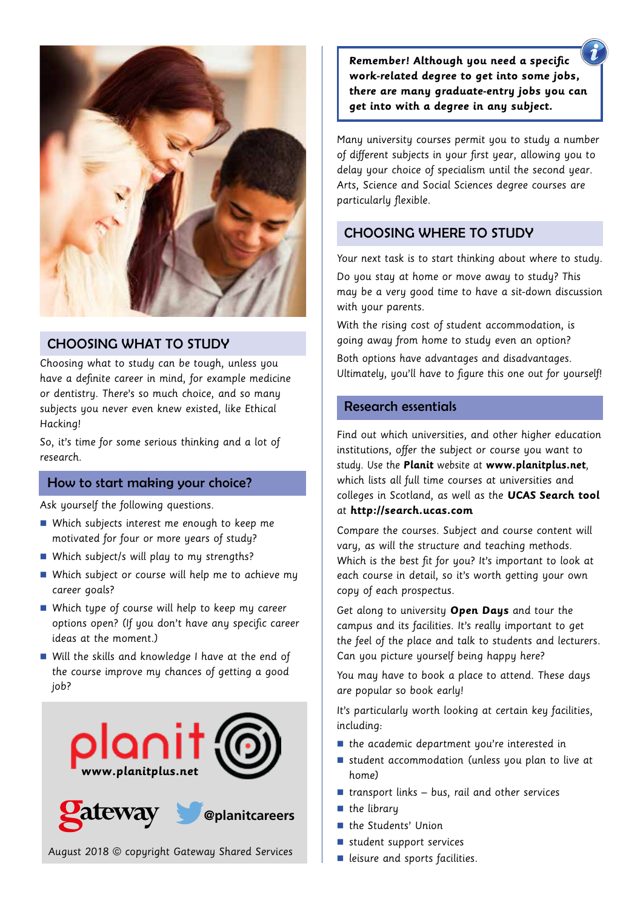## CHOOSING WHAT TO STUDY

Choosing what to study can be tough, unless you have a definite career in mind, for example medicine or dentistry. There's so much choice, and so many subjects you never even knew existed, like Ethical Hacking!

So, it's time for some serious thinking and a lot of research.

### How to start making your choice?

Ask yourself the following questions.

- Which subjects interest me enough to keep me motivated for four or more years of study?
- Which subject/s will play to my strengths?
- Which subject or course will help me to achieve my career goals?
- Which type of course will help to keep my career options open? (If you don't have any specific career ideas at the moment.)
- Will the skills and knowledge I have at the end of the course improve my chances of getting a good job?

planit www.planitplus.net

gateway @planitcareers

August 2018 © copyright Gateway Shared Services

> **Remember! Although you need a specific work-related degree to get into some jobs, there are many graduate-entry jobs you can get into with a degree in any subject.**

Many university courses permit you to study a number of different subjects in your first year, allowing you to delay your choice of specialism until the second year. Arts, Science and Social Sciences degree courses are particularly flexible.

## CHOOSING WHERE TO STUDY

Your next task is to start thinking about where to study.

Do you stay at home or move away to study? This may be a very good time to have a sit-down discussion with your parents.

With the rising cost of student accommodation, is going away from home to study even an option?

Both options have advantages and disadvantages. Ultimately, you'll have to figure this one out for yourself!

### Research essentials

Find out which universities, and other higher education institutions, offer the subject or course you want to study. Use the **Planit** website at **www.planitplus.net**, which lists all full time courses at universities and colleges in Scotland, as well as the **UCAS Search tool** at **http://search.ucas.com**

Compare the courses. Subject and course content will vary, as will the structure and teaching methods. Which is the best fit for you? It's important to look at each course in detail, so it's worth getting your own copy of each prospectus.

Get along to university **Open Days** and tour the campus and its facilities. It's really important to get the feel of the place and talk to students and lecturers. Can you picture yourself being happy here?

You may have to book a place to attend. These days are popular so book early!

It's particularly worth looking at certain key facilities, including:

- the academic department you're interested in
- student accommodation (unless you plan to live at home)
- transport links – bus, rail and other services
- the library
- the Students' Union
- student support services
- leisure and sports facilities.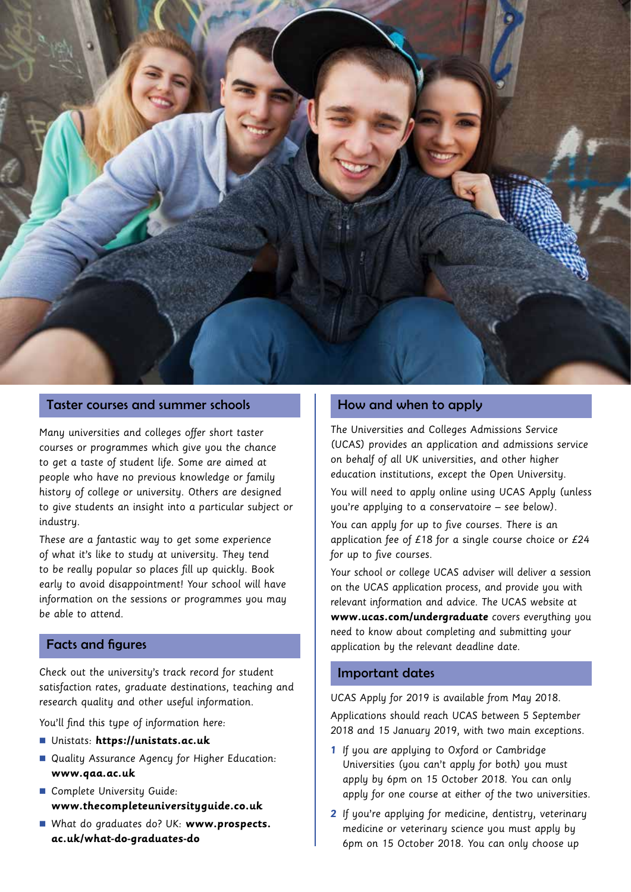## Taster courses and summer schools

Many universities and colleges offer short taster courses or programmes which give you the chance to get a taste of student life. Some are aimed at people who have no previous knowledge or family history of college or university. Others are designed to give students an insight into a particular subject or industry.

These are a fantastic way to get some experience of what it's like to study at university. They tend to be really popular so places fill up quickly. Book early to avoid disappointment! Your school will have information on the sessions or programmes you may be able to attend.

## Facts and figures

Check out the university's track record for student satisfaction rates, graduate destinations, teaching and research quality and other useful information.

You'll find this type of information here:

- Unistats: **https://unistats.ac.uk**
- Quality Assurance Agency for Higher Education: **www.qaa.ac.uk**
- Complete University Guide: **www.thecompleteuniversityguide.co.uk**
- What do graduates do? UK: **www.prospects.ac.uk/what-do-graduates-do**

## How and when to apply

The Universities and Colleges Admissions Service (UCAS) provides an application and admissions service on behalf of all UK universities, and other higher education institutions, except the Open University.

You will need to apply online using UCAS Apply (unless you're applying to a conservatoire – see below).

You can apply for up to five courses. There is an application fee of £18 for a single course choice or £24 for up to five courses.

Your school or college UCAS adviser will deliver a session on the UCAS application process, and provide you with relevant information and advice. The UCAS website at **www.ucas.com/undergraduate** covers everything you need to know about completing and submitting your application by the relevant deadline date.

## Important dates

UCAS Apply for 2019 is available from May 2018.

Applications should reach UCAS between 5 September 2018 and 15 January 2019, with two main exceptions.

1. If you are applying to Oxford or Cambridge Universities (you can't apply for both) you must apply by 6pm on 15 October 2018. You can only apply for one course at either of the two universities.
2. If you're applying for medicine, dentistry, veterinary medicine or veterinary science you must apply by 6pm on 15 October 2018. You can only choose up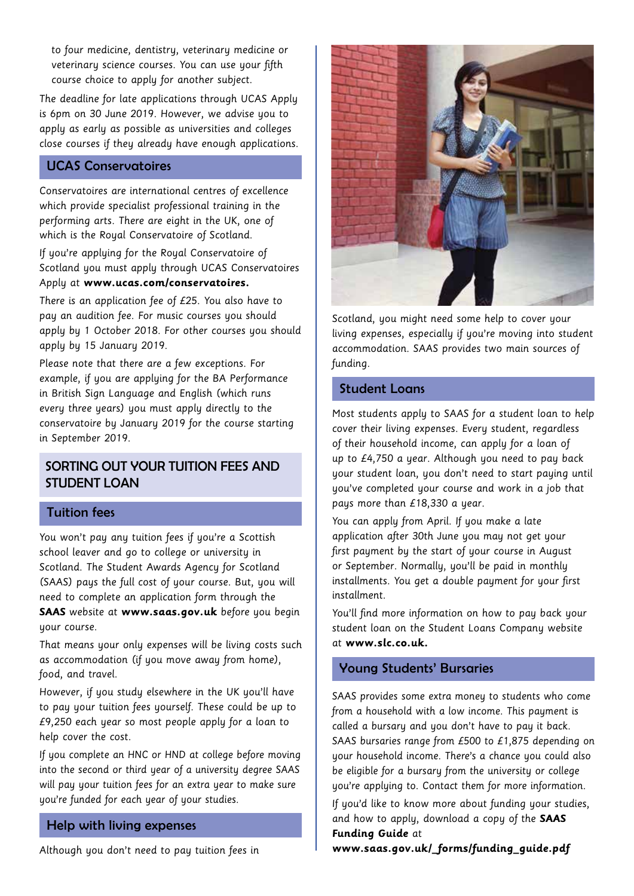to four medicine, dentistry, veterinary medicine or veterinary science courses. You can use your fifth course choice to apply for another subject.

The deadline for late applications through UCAS Apply is 6pm on 30 June 2019. However, we advise you to apply as early as possible as universities and colleges close courses if they already have enough applications.

### UCAS Conservatoires

Conservatoires are international centres of excellence which provide specialist professional training in the performing arts. There are eight in the UK, one of which is the Royal Conservatoire of Scotland.

If you're applying for the Royal Conservatoire of Scotland you must apply through UCAS Conservatoires Apply at **www.ucas.com/conservatoires.**

There is an application fee of £25. You also have to pay an audition fee. For music courses you should apply by 1 October 2018. For other courses you should apply by 15 January 2019.

Please note that there are a few exceptions. For example, if you are applying for the BA Performance in British Sign Language and English (which runs every three years) you must apply directly to the conservatoire by January 2019 for the course starting in September 2019.

## SORTING OUT YOUR TUITION FEES AND STUDENT LOAN

### Tuition fees

You won't pay any tuition fees if you're a Scottish school leaver and go to college or university in Scotland. The Student Awards Agency for Scotland (SAAS) pays the full cost of your course. But, you will need to complete an application form through the **SAAS** website at **www.saas.gov.uk** before you begin your course.

That means your only expenses will be living costs such as accommodation (if you move away from home), food, and travel.

However, if you study elsewhere in the UK you'll have to pay your tuition fees yourself. These could be up to £9,250 each year so most people apply for a loan to help cover the cost.

If you complete an HNC or HND at college before moving into the second or third year of a university degree SAAS will pay your tuition fees for an extra year to make sure you're funded for each year of your studies.

### Help with living expenses

Although you don't need to pay tuition fees in Scotland, you might need some help to cover your living expenses, especially if you're moving into student accommodation. SAAS provides two main sources of funding.

### Student Loans

Most students apply to SAAS for a student loan to help cover their living expenses. Every student, regardless of their household income, can apply for a loan of up to £4,750 a year. Although you need to pay back your student loan, you don't need to start paying until you've completed your course and work in a job that pays more than £18,330 a year.

You can apply from April. If you make a late application after 30th June you may not get your first payment by the start of your course in August or September. Normally, you'll be paid in monthly installments. You get a double payment for your first installment.

You'll find more information on how to pay back your student loan on the Student Loans Company website at **www.slc.co.uk.**

### Young Students' Bursaries

SAAS provides some extra money to students who come from a household with a low income. This payment is called a bursary and you don't have to pay it back. SAAS bursaries range from £500 to £1,875 depending on your household income. There's a chance you could also be eligible for a bursary from the university or college you're applying to. Contact them for more information.

If you'd like to know more about funding your studies, and how to apply, download a copy of the **SAAS Funding Guide** at **www.saas.gov.uk/_forms/funding_guide.pdf**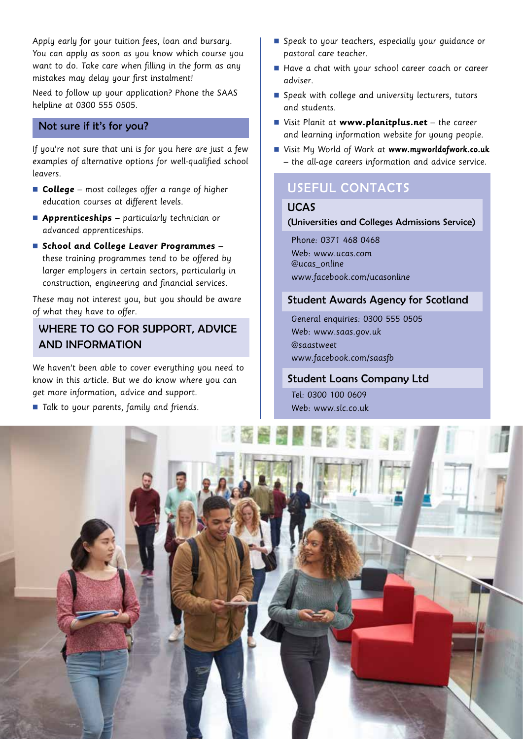Apply early for your tuition fees, loan and bursary. You can apply as soon as you know which course you want to do. Take care when filling in the form as any mistakes may delay your first instalment!

Need to follow up your application? Phone the SAAS helpline at 0300 555 0505.

### Not sure if it's for you?

If you're not sure that uni is for you here are just a few examples of alternative options for well-qualified school leavers.

- **College** – most colleges offer a range of higher education courses at different levels.
- **Apprenticeships** – particularly technician or advanced apprenticeships.
- **School and College Leaver Programmes** – these training programmes tend to be offered by larger employers in certain sectors, particularly in construction, engineering and financial services.

These may not interest you, but you should be aware of what they have to offer.

## WHERE TO GO FOR SUPPORT, ADVICE AND INFORMATION

We haven't been able to cover everything you need to know in this article. But we do know where you can get more information, advice and support.

- Talk to your parents, family and friends.
- Speak to your teachers, especially your guidance or pastoral care teacher.
- Have a chat with your school career coach or career adviser.
- Speak with college and university lecturers, tutors and students.
- Visit Planit at **www.planitplus.net** – the career and learning information website for young people.
- Visit My World of Work at **www.myworldofwork.co.uk** – the all-age careers information and advice service.

## USEFUL CONTACTS

### UCAS
**(Universities and Colleges Admissions Service)**

Phone: 0371 468 0468
Web: www.ucas.com
@ucas_online
www.facebook.com/ucasonline

### Student Awards Agency for Scotland

General enquiries: 0300 555 0505
Web: www.saas.gov.uk
@saastweet
www.facebook.com/saasfb

### Student Loans Company Ltd

Tel: 0300 100 0609
Web: www.slc.co.uk